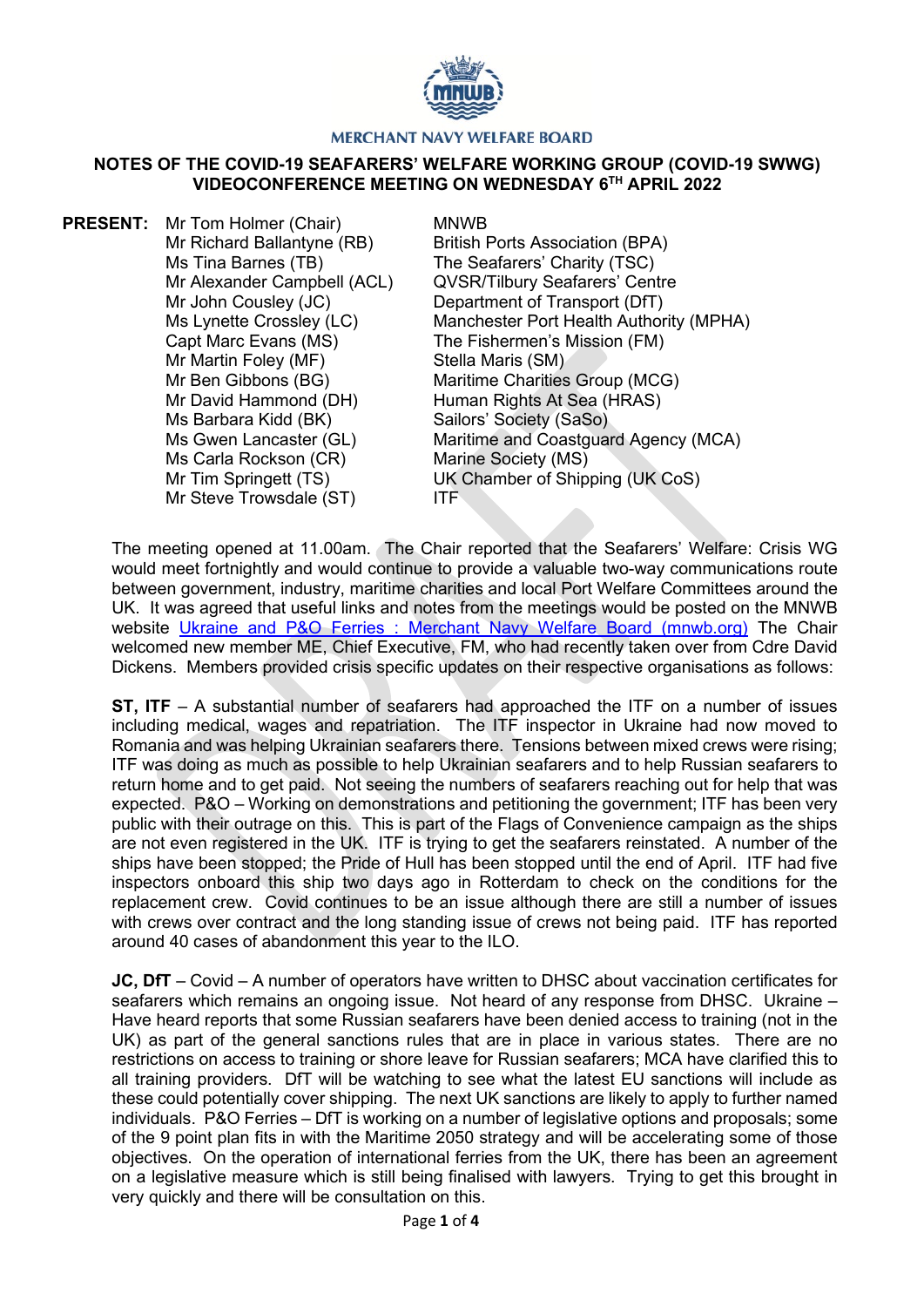MERCHANT NAVY WELFARE BOARD

# NOTES OF THE COVID-19 SEAFARERS' WELFARE WORKING GROUP (COVID-19 SWWG) VIDEOCONFERENCE MEETING ON WEDNESDAY 6TH APRIL 2022

**PRESENT:**

| | |
|---|---|
| Mr Tom Holmer (Chair) | MNWB |
| Mr Richard Ballantyne (RB) | British Ports Association (BPA) |
| Ms Tina Barnes (TB) | The Seafarers' Charity (TSC) |
| Mr Alexander Campbell (ACL) | QVSR/Tilbury Seafarers' Centre |
| Mr John Cousley (JC) | Department of Transport (DfT) |
| Ms Lynette Crossley (LC) | Manchester Port Health Authority (MPHA) |
| Capt Marc Evans (MS) | The Fishermen's Mission (FM) |
| Mr Martin Foley (MF) | Stella Maris (SM) |
| Mr Ben Gibbons (BG) | Maritime Charities Group (MCG) |
| Mr David Hammond (DH) | Human Rights At Sea (HRAS) |
| Ms Barbara Kidd (BK) | Sailors' Society (SaSo) |
| Ms Gwen Lancaster (GL) | Maritime and Coastguard Agency (MCA) |
| Ms Carla Rockson (CR) | Marine Society (MS) |
| Mr Tim Springett (TS) | UK Chamber of Shipping (UK CoS) |
| Mr Steve Trowsdale (ST) | ITF |

The meeting opened at 11.00am. The Chair reported that the Seafarers' Welfare: Crisis WG would meet fortnightly and would continue to provide a valuable two-way communications route between government, industry, maritime charities and local Port Welfare Committees around the UK. It was agreed that useful links and notes from the meetings would be posted on the MNWB website [Ukraine and P&O Ferries : Merchant Navy Welfare Board (mnwb.org)](mnwb.org) The Chair welcomed new member ME, Chief Executive, FM, who had recently taken over from Cdre David Dickens. Members provided crisis specific updates on their respective organisations as follows:

**ST, ITF** – A substantial number of seafarers had approached the ITF on a number of issues including medical, wages and repatriation. The ITF inspector in Ukraine had now moved to Romania and was helping Ukrainian seafarers there. Tensions between mixed crews were rising; ITF was doing as much as possible to help Ukrainian seafarers and to help Russian seafarers to return home and to get paid. Not seeing the numbers of seafarers reaching out for help that was expected. P&O – Working on demonstrations and petitioning the government; ITF has been very public with their outrage on this. This is part of the Flags of Convenience campaign as the ships are not even registered in the UK. ITF is trying to get the seafarers reinstated. A number of the ships have been stopped; the Pride of Hull has been stopped until the end of April. ITF had five inspectors onboard this ship two days ago in Rotterdam to check on the conditions for the replacement crew. Covid continues to be an issue although there are still a number of issues with crews over contract and the long standing issue of crews not being paid. ITF has reported around 40 cases of abandonment this year to the ILO.

**JC, DfT** – Covid – A number of operators have written to DHSC about vaccination certificates for seafarers which remains an ongoing issue. Not heard of any response from DHSC. Ukraine – Have heard reports that some Russian seafarers have been denied access to training (not in the UK) as part of the general sanctions rules that are in place in various states. There are no restrictions on access to training or shore leave for Russian seafarers; MCA have clarified this to all training providers. DfT will be watching to see what the latest EU sanctions will include as these could potentially cover shipping. The next UK sanctions are likely to apply to further named individuals. P&O Ferries – DfT is working on a number of legislative options and proposals; some of the 9 point plan fits in with the Maritime 2050 strategy and will be accelerating some of those objectives. On the operation of international ferries from the UK, there has been an agreement on a legislative measure which is still being finalised with lawyers. Trying to get this brought in very quickly and there will be consultation on this.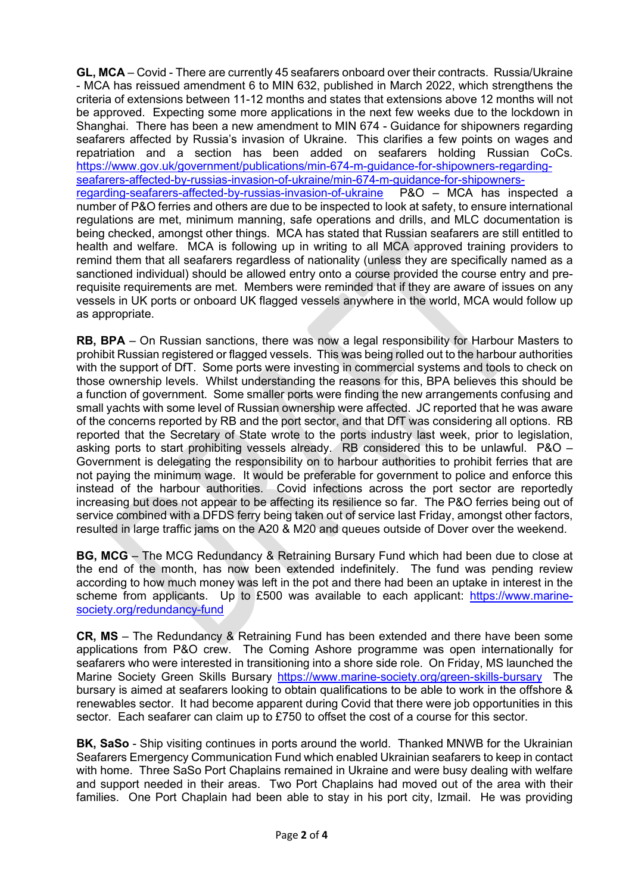**GL, MCA** – Covid - There are currently 45 seafarers onboard over their contracts. Russia/Ukraine - MCA has reissued amendment 6 to MIN 632, published in March 2022, which strengthens the criteria of extensions between 11-12 months and states that extensions above 12 months will not be approved. Expecting some more applications in the next few weeks due to the lockdown in Shanghai. There has been a new amendment to MIN 674 - Guidance for shipowners regarding seafarers affected by Russia's invasion of Ukraine. This clarifies a few points on wages and repatriation and a section has been added on seafarers holding Russian CoCs. https://www.gov.uk/government/publications/min-674-m-guidance-for-shipowners-regarding-seafarers-affected-by-russias-invasion-of-ukraine/min-674-m-guidance-for-shipowners-regarding-seafarers-affected-by-russias-invasion-of-ukraine P&O – MCA has inspected a number of P&O ferries and others are due to be inspected to look at safety, to ensure international regulations are met, minimum manning, safe operations and drills, and MLC documentation is being checked, amongst other things. MCA has stated that Russian seafarers are still entitled to health and welfare. MCA is following up in writing to all MCA approved training providers to remind them that all seafarers regardless of nationality (unless they are specifically named as a sanctioned individual) should be allowed entry onto a course provided the course entry and pre-requisite requirements are met. Members were reminded that if they are aware of issues on any vessels in UK ports or onboard UK flagged vessels anywhere in the world, MCA would follow up as appropriate.

**RB, BPA** – On Russian sanctions, there was now a legal responsibility for Harbour Masters to prohibit Russian registered or flagged vessels. This was being rolled out to the harbour authorities with the support of DfT. Some ports were investing in commercial systems and tools to check on those ownership levels. Whilst understanding the reasons for this, BPA believes this should be a function of government. Some smaller ports were finding the new arrangements confusing and small yachts with some level of Russian ownership were affected. JC reported that he was aware of the concerns reported by RB and the port sector, and that DfT was considering all options. RB reported that the Secretary of State wrote to the ports industry last week, prior to legislation, asking ports to start prohibiting vessels already. RB considered this to be unlawful. P&O – Government is delegating the responsibility on to harbour authorities to prohibit ferries that are not paying the minimum wage. It would be preferable for government to police and enforce this instead of the harbour authorities. Covid infections across the port sector are reportedly increasing but does not appear to be affecting its resilience so far. The P&O ferries being out of service combined with a DFDS ferry being taken out of service last Friday, amongst other factors, resulted in large traffic jams on the A20 & M20 and queues outside of Dover over the weekend.

**BG, MCG** – The MCG Redundancy & Retraining Bursary Fund which had been due to close at the end of the month, has now been extended indefinitely. The fund was pending review according to how much money was left in the pot and there had been an uptake in interest in the scheme from applicants. Up to £500 was available to each applicant: https://www.marine-society.org/redundancy-fund

**CR, MS** – The Redundancy & Retraining Fund has been extended and there have been some applications from P&O crew. The Coming Ashore programme was open internationally for seafarers who were interested in transitioning into a shore side role. On Friday, MS launched the Marine Society Green Skills Bursary https://www.marine-society.org/green-skills-bursary The bursary is aimed at seafarers looking to obtain qualifications to be able to work in the offshore & renewables sector. It had become apparent during Covid that there were job opportunities in this sector. Each seafarer can claim up to £750 to offset the cost of a course for this sector.

**BK, SaSo** - Ship visiting continues in ports around the world. Thanked MNWB for the Ukrainian Seafarers Emergency Communication Fund which enabled Ukrainian seafarers to keep in contact with home. Three SaSo Port Chaplains remained in Ukraine and were busy dealing with welfare and support needed in their areas. Two Port Chaplains had moved out of the area with their families. One Port Chaplain had been able to stay in his port city, Izmail. He was providing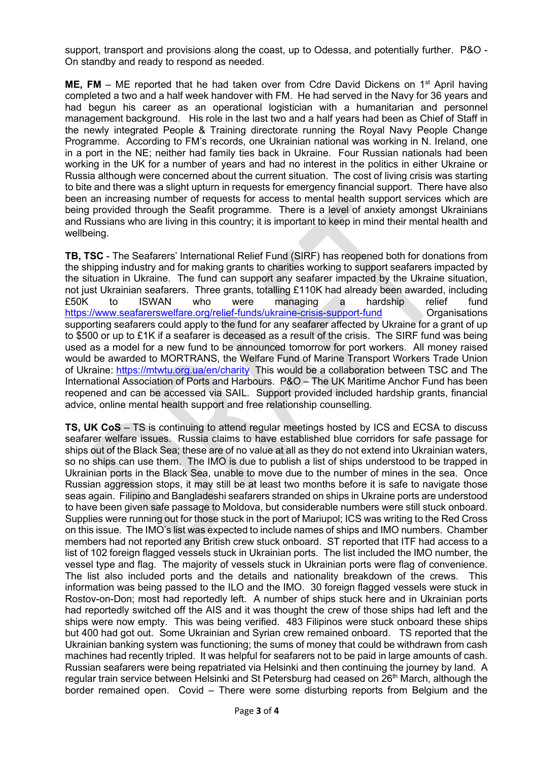support, transport and provisions along the coast, up to Odessa, and potentially further. P&O - On standby and ready to respond as needed.

**ME, FM** – ME reported that he had taken over from Cdre David Dickens on 1st April having completed a two and a half week handover with FM. He had served in the Navy for 36 years and had begun his career as an operational logistician with a humanitarian and personnel management background. His role in the last two and a half years had been as Chief of Staff in the newly integrated People & Training directorate running the Royal Navy People Change Programme. According to FM's records, one Ukrainian national was working in N. Ireland, one in a port in the NE; neither had family ties back in Ukraine. Four Russian nationals had been working in the UK for a number of years and had no interest in the politics in either Ukraine or Russia although were concerned about the current situation. The cost of living crisis was starting to bite and there was a slight upturn in requests for emergency financial support. There have also been an increasing number of requests for access to mental health support services which are being provided through the Seafit programme. There is a level of anxiety amongst Ukrainians and Russians who are living in this country; it is important to keep in mind their mental health and wellbeing.

**TB, TSC** - The Seafarers' International Relief Fund (SIRF) has reopened both for donations from the shipping industry and for making grants to charities working to support seafarers impacted by the situation in Ukraine. The fund can support any seafarer impacted by the Ukraine situation, not just Ukrainian seafarers. Three grants, totalling £110K had already been awarded, including £50K to ISWAN who were managing a hardship relief fund https://www.seafarerswelfare.org/relief-funds/ukraine-crisis-support-fund Organisations supporting seafarers could apply to the fund for any seafarer affected by Ukraine for a grant of up to $500 or up to £1K if a seafarer is deceased as a result of the crisis. The SIRF fund was being used as a model for a new fund to be announced tomorrow for port workers. All money raised would be awarded to MORTRANS, the Welfare Fund of Marine Transport Workers Trade Union of Ukraine: https://mtwtu.org.ua/en/charity This would be a collaboration between TSC and The International Association of Ports and Harbours. P&O – The UK Maritime Anchor Fund has been reopened and can be accessed via SAIL. Support provided included hardship grants, financial advice, online mental health support and free relationship counselling.

**TS, UK CoS** – TS is continuing to attend regular meetings hosted by ICS and ECSA to discuss seafarer welfare issues. Russia claims to have established blue corridors for safe passage for ships out of the Black Sea; these are of no value at all as they do not extend into Ukrainian waters, so no ships can use them. The IMO is due to publish a list of ships understood to be trapped in Ukrainian ports in the Black Sea, unable to move due to the number of mines in the sea. Once Russian aggression stops, it may still be at least two months before it is safe to navigate those seas again. Filipino and Bangladeshi seafarers stranded on ships in Ukraine ports are understood to have been given safe passage to Moldova, but considerable numbers were still stuck onboard. Supplies were running out for those stuck in the port of Mariupol; ICS was writing to the Red Cross on this issue. The IMO's list was expected to include names of ships and IMO numbers. Chamber members had not reported any British crew stuck onboard. ST reported that ITF had access to a list of 102 foreign flagged vessels stuck in Ukrainian ports. The list included the IMO number, the vessel type and flag. The majority of vessels stuck in Ukrainian ports were flag of convenience. The list also included ports and the details and nationality breakdown of the crews. This information was being passed to the ILO and the IMO. 30 foreign flagged vessels were stuck in Rostov-on-Don; most had reportedly left. A number of ships stuck here and in Ukrainian ports had reportedly switched off the AIS and it was thought the crew of those ships had left and the ships were now empty. This was being verified. 483 Filipinos were stuck onboard these ships but 400 had got out. Some Ukrainian and Syrian crew remained onboard. TS reported that the Ukrainian banking system was functioning; the sums of money that could be withdrawn from cash machines had recently tripled. It was helpful for seafarers not to be paid in large amounts of cash. Russian seafarers were being repatriated via Helsinki and then continuing the journey by land. A regular train service between Helsinki and St Petersburg had ceased on 26th March, although the border remained open. Covid – There were some disturbing reports from Belgium and the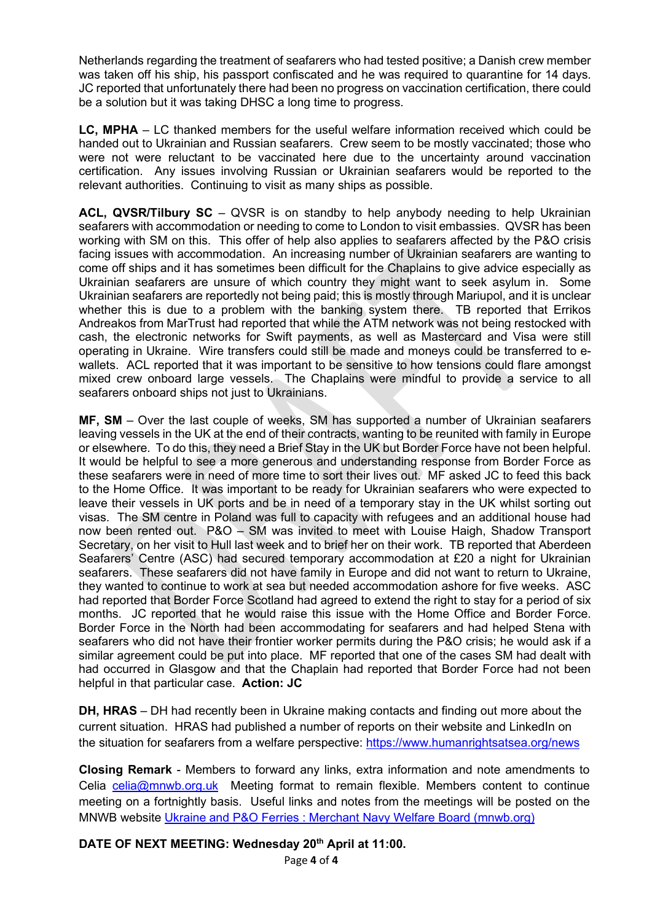Netherlands regarding the treatment of seafarers who had tested positive; a Danish crew member was taken off his ship, his passport confiscated and he was required to quarantine for 14 days. JC reported that unfortunately there had been no progress on vaccination certification, there could be a solution but it was taking DHSC a long time to progress.

**LC, MPHA** – LC thanked members for the useful welfare information received which could be handed out to Ukrainian and Russian seafarers. Crew seem to be mostly vaccinated; those who were not were reluctant to be vaccinated here due to the uncertainty around vaccination certification. Any issues involving Russian or Ukrainian seafarers would be reported to the relevant authorities. Continuing to visit as many ships as possible.

**ACL, QVSR/Tilbury SC** – QVSR is on standby to help anybody needing to help Ukrainian seafarers with accommodation or needing to come to London to visit embassies. QVSR has been working with SM on this. This offer of help also applies to seafarers affected by the P&O crisis facing issues with accommodation. An increasing number of Ukrainian seafarers are wanting to come off ships and it has sometimes been difficult for the Chaplains to give advice especially as Ukrainian seafarers are unsure of which country they might want to seek asylum in. Some Ukrainian seafarers are reportedly not being paid; this is mostly through Mariupol, and it is unclear whether this is due to a problem with the banking system there. TB reported that Errikos Andreakos from MarTrust had reported that while the ATM network was not being restocked with cash, the electronic networks for Swift payments, as well as Mastercard and Visa were still operating in Ukraine. Wire transfers could still be made and moneys could be transferred to e-wallets. ACL reported that it was important to be sensitive to how tensions could flare amongst mixed crew onboard large vessels. The Chaplains were mindful to provide a service to all seafarers onboard ships not just to Ukrainians.

**MF, SM** – Over the last couple of weeks, SM has supported a number of Ukrainian seafarers leaving vessels in the UK at the end of their contracts, wanting to be reunited with family in Europe or elsewhere. To do this, they need a Brief Stay in the UK but Border Force have not been helpful. It would be helpful to see a more generous and understanding response from Border Force as these seafarers were in need of more time to sort their lives out. MF asked JC to feed this back to the Home Office. It was important to be ready for Ukrainian seafarers who were expected to leave their vessels in UK ports and be in need of a temporary stay in the UK whilst sorting out visas. The SM centre in Poland was full to capacity with refugees and an additional house had now been rented out. P&O – SM was invited to meet with Louise Haigh, Shadow Transport Secretary, on her visit to Hull last week and to brief her on their work. TB reported that Aberdeen Seafarers' Centre (ASC) had secured temporary accommodation at £20 a night for Ukrainian seafarers. These seafarers did not have family in Europe and did not want to return to Ukraine, they wanted to continue to work at sea but needed accommodation ashore for five weeks. ASC had reported that Border Force Scotland had agreed to extend the right to stay for a period of six months. JC reported that he would raise this issue with the Home Office and Border Force. Border Force in the North had been accommodating for seafarers and had helped Stena with seafarers who did not have their frontier worker permits during the P&O crisis; he would ask if a similar agreement could be put into place. MF reported that one of the cases SM had dealt with had occurred in Glasgow and that the Chaplain had reported that Border Force had not been helpful in that particular case. **Action: JC**

**DH, HRAS** – DH had recently been in Ukraine making contacts and finding out more about the current situation. HRAS had published a number of reports on their website and LinkedIn on the situation for seafarers from a welfare perspective: https://www.humanrightsatsea.org/news

**Closing Remark** - Members to forward any links, extra information and note amendments to Celia celia@mnwb.org.uk Meeting format to remain flexible. Members content to continue meeting on a fortnightly basis. Useful links and notes from the meetings will be posted on the MNWB website Ukraine and P&O Ferries : Merchant Navy Welfare Board (mnwb.org)

**DATE OF NEXT MEETING: Wednesday 20th April at 11:00.**